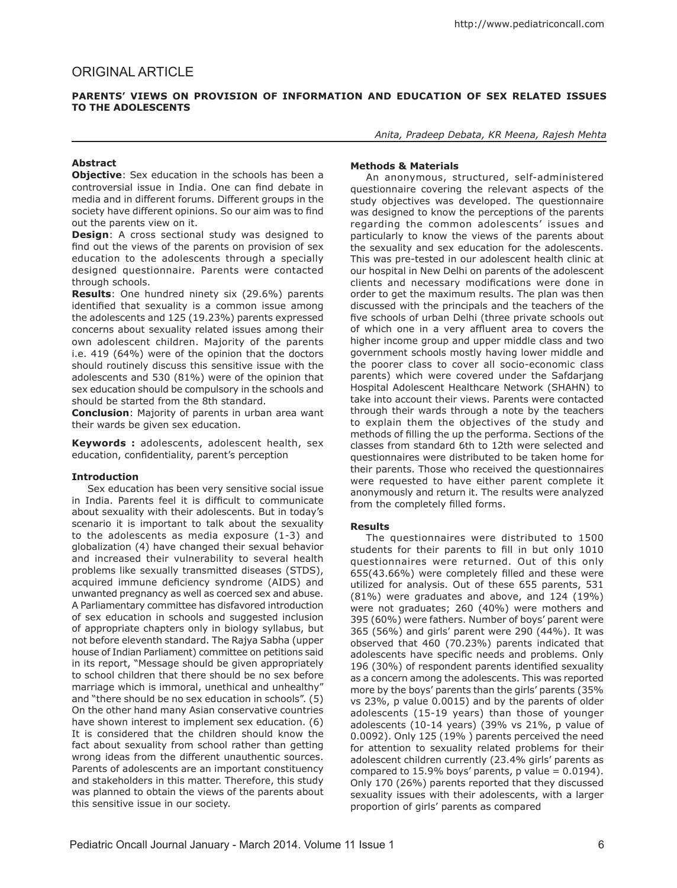## ORIGINAL ARTICLE

### PARENTS' VIEWS ON PROVISION OF INFORMATION AND EDUCATION OF SEX RELATED ISSUES TO THE ADOLESCENTS

*Anita, Pradeep Debata, KR Meena, Rajesh Mehta*

#### Abstract

**Objective**: Sex education in the schools has been a controversial issue in India. One can find debate in media and in different forums. Different groups in the society have different opinions. So our aim was to find out the parents view on it.

**Design**: A cross sectional study was designed to find out the views of the parents on provision of sex education to the adolescents through a specially designed questionnaire. Parents were contacted through schools.

**Results**: One hundred ninety six (29.6%) parents identified that sexuality is a common issue among the adolescents and 125 (19.23%) parents expressed concerns about sexuality related issues among their own adolescent children. Majority of the parents i.e. 419 (64%) were of the opinion that the doctors should routinely discuss this sensitive issue with the adolescents and 530 (81%) were of the opinion that sex education should be compulsory in the schools and should be started from the 8th standard.

**Conclusion**: Majority of parents in urban area want their wards be given sex education.

**Keywords :** adolescents, adolescent health, sex education, confidentiality, parent's perception

#### Introduction

Sex education has been very sensitive social issue in India. Parents feel it is difficult to communicate about sexuality with their adolescents. But in today's scenario it is important to talk about the sexuality to the adolescents as media exposure (1-3) and globalization (4) have changed their sexual behavior and increased their vulnerability to several health problems like sexually transmitted diseases (STDS), acquired immune deficiency syndrome (AIDS) and unwanted pregnancy as well as coerced sex and abuse. A Parliamentary committee has disfavored introduction of sex education in schools and suggested inclusion of appropriate chapters only in biology syllabus, but not before eleventh standard. The Rajya Sabha (upper house of Indian Parliament) committee on petitions said in its report, "Message should be given appropriately to school children that there should be no sex before marriage which is immoral, unethical and unhealthy" and "there should be no sex education in schools". (5) On the other hand many Asian conservative countries have shown interest to implement sex education. (6) It is considered that the children should know the fact about sexuality from school rather than getting wrong ideas from the different unauthentic sources. Parents of adolescents are an important constituency and stakeholders in this matter. Therefore, this study was planned to obtain the views of the parents about this sensitive issue in our society.

#### Methods & Materials

An anonymous, structured, self-administered questionnaire covering the relevant aspects of the study objectives was developed. The questionnaire was designed to know the perceptions of the parents regarding the common adolescents' issues and particularly to know the views of the parents about the sexuality and sex education for the adolescents. This was pre-tested in our adolescent health clinic at our hospital in New Delhi on parents of the adolescent clients and necessary modifications were done in order to get the maximum results. The plan was then discussed with the principals and the teachers of the five schools of urban Delhi (three private schools out of which one in a very affluent area to covers the higher income group and upper middle class and two government schools mostly having lower middle and the poorer class to cover all socio-economic class parents) which were covered under the Safdarjang Hospital Adolescent Healthcare Network (SHAHN) to take into account their views. Parents were contacted through their wards through a note by the teachers to explain them the objectives of the study and methods of filling the up the performa. Sections of the classes from standard 6th to 12th were selected and questionnaires were distributed to be taken home for their parents. Those who received the questionnaires were requested to have either parent complete it anonymously and return it. The results were analyzed from the completely filled forms.

#### Results

The questionnaires were distributed to 1500 students for their parents to fill in but only 1010 questionnaires were returned. Out of this only 655(43.66%) were completely filled and these were utilized for analysis. Out of these 655 parents, 531 (81%) were graduates and above, and 124 (19%) were not graduates; 260 (40%) were mothers and 395 (60%) were fathers. Number of boys' parent were 365 (56%) and girls' parent were 290 (44%). It was observed that 460 (70.23%) parents indicated that adolescents have specific needs and problems. Only 196 (30%) of respondent parents identified sexuality as a concern among the adolescents. This was reported more by the boys' parents than the girls' parents (35% vs 23%, p value 0.0015) and by the parents of older adolescents (15-19 years) than those of younger adolescents (10-14 years) (39% vs 21%, p value of 0.0092). Only 125 (19% ) parents perceived the need for attention to sexuality related problems for their adolescent children currently (23.4% girls' parents as compared to 15.9% boys' parents, p value = 0.0194). Only 170 (26%) parents reported that they discussed sexuality issues with their adolescents, with a larger proportion of girls' parents as compared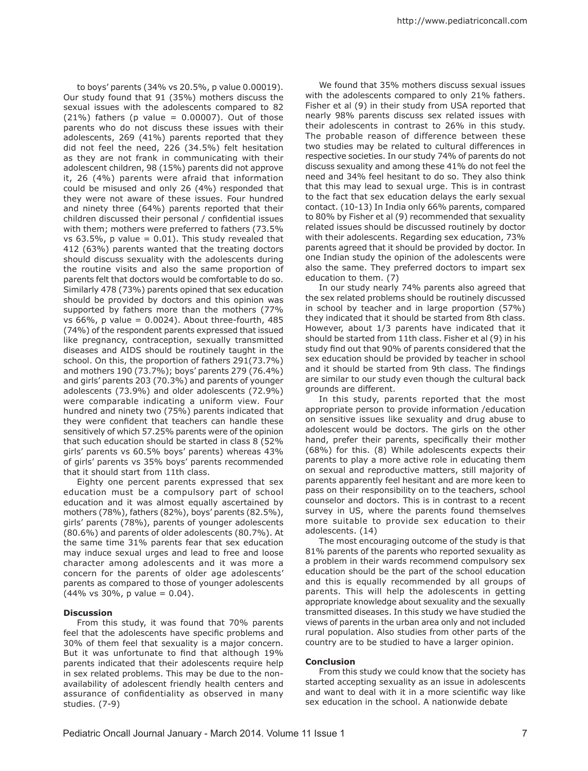to boys' parents (34% vs 20.5%, p value 0.00019). Our study found that 91 (35%) mothers discuss the sexual issues with the adolescents compared to 82 (21%) fathers (p value = 0.00007). Out of those parents who do not discuss these issues with their adolescents, 269 (41%) parents reported that they did not feel the need, 226 (34.5%) felt hesitation as they are not frank in communicating with their adolescent children, 98 (15%) parents did not approve it, 26 (4%) parents were afraid that information could be misused and only 26 (4%) responded that they were not aware of these issues. Four hundred and ninety three (64%) parents reported that their children discussed their personal / confidential issues with them; mothers were preferred to fathers (73.5% vs 63.5%, p value = 0.01). This study revealed that 412 (63%) parents wanted that the treating doctors should discuss sexuality with the adolescents during the routine visits and also the same proportion of parents felt that doctors would be comfortable to do so. Similarly 478 (73%) parents opined that sex education should be provided by doctors and this opinion was supported by fathers more than the mothers (77% vs 66%, p value = 0.0024). About three-fourth, 485 (74%) of the respondent parents expressed that issued like pregnancy, contraception, sexually transmitted diseases and AIDS should be routinely taught in the school. On this, the proportion of fathers 291(73.7%) and mothers 190 (73.7%); boys' parents 279 (76.4%) and girls' parents 203 (70.3%) and parents of younger adolescents (73.9%) and older adolescents (72.9%) were comparable indicating a uniform view. Four hundred and ninety two (75%) parents indicated that they were confident that teachers can handle these sensitively of which 57.25% parents were of the opinion that such education should be started in class 8 (52% girls' parents vs 60.5% boys' parents) whereas 43% of girls' parents vs 35% boys' parents recommended that it should start from 11th class.

Eighty one percent parents expressed that sex education must be a compulsory part of school education and it was almost equally ascertained by mothers (78%), fathers (82%), boys' parents (82.5%), girls' parents (78%), parents of younger adolescents (80.6%) and parents of older adolescents (80.7%). At the same time 31% parents fear that sex education may induce sexual urges and lead to free and loose character among adolescents and it was more a concern for the parents of older age adolescents' parents as compared to those of younger adolescents (44% vs 30%, p value = 0.04).

**Discussion**

From this study, it was found that 70% parents feel that the adolescents have specific problems and 30% of them feel that sexuality is a major concern. But it was unfortunate to find that although 19% parents indicated that their adolescents require help in sex related problems. This may be due to the non-availability of adolescent friendly health centers and assurance of confidentiality as observed in many studies. (7-9)

We found that 35% mothers discuss sexual issues with the adolescents compared to only 21% fathers. Fisher et al (9) in their study from USA reported that nearly 98% parents discuss sex related issues with their adolescents in contrast to 26% in this study. The probable reason of difference between these two studies may be related to cultural differences in respective societies. In our study 74% of parents do not discuss sexuality and among these 41% do not feel the need and 34% feel hesitant to do so. They also think that this may lead to sexual urge. This is in contrast to the fact that sex education delays the early sexual contact. (10-13) In India only 66% parents, compared to 80% by Fisher et al (9) recommended that sexuality related issues should be discussed routinely by doctor with their adolescents. Regarding sex education, 73% parents agreed that it should be provided by doctor. In one Indian study the opinion of the adolescents were also the same. They preferred doctors to impart sex education to them. (7)

In our study nearly 74% parents also agreed that the sex related problems should be routinely discussed in school by teacher and in large proportion (57%) they indicated that it should be started from 8th class. However, about 1/3 parents have indicated that it should be started from 11th class. Fisher et al (9) in his study find out that 90% of parents considered that the sex education should be provided by teacher in school and it should be started from 9th class. The findings are similar to our study even though the cultural back grounds are different.

In this study, parents reported that the most appropriate person to provide information /education on sensitive issues like sexuality and drug abuse to adolescent would be doctors. The girls on the other hand, prefer their parents, specifically their mother (68%) for this. (8) While adolescents expects their parents to play a more active role in educating them on sexual and reproductive matters, still majority of parents apparently feel hesitant and are more keen to pass on their responsibility on to the teachers, school counselor and doctors. This is in contrast to a recent survey in US, where the parents found themselves more suitable to provide sex education to their adolescents. (14)

The most encouraging outcome of the study is that 81% parents of the parents who reported sexuality as a problem in their wards recommend compulsory sex education should be the part of the school education and this is equally recommended by all groups of parents. This will help the adolescents in getting appropriate knowledge about sexuality and the sexually transmitted diseases. In this study we have studied the views of parents in the urban area only and not included rural population. Also studies from other parts of the country are to be studied to have a larger opinion.

**Conclusion**

From this study we could know that the society has started accepting sexuality as an issue in adolescents and want to deal with it in a more scientific way like sex education in the school. A nationwide debate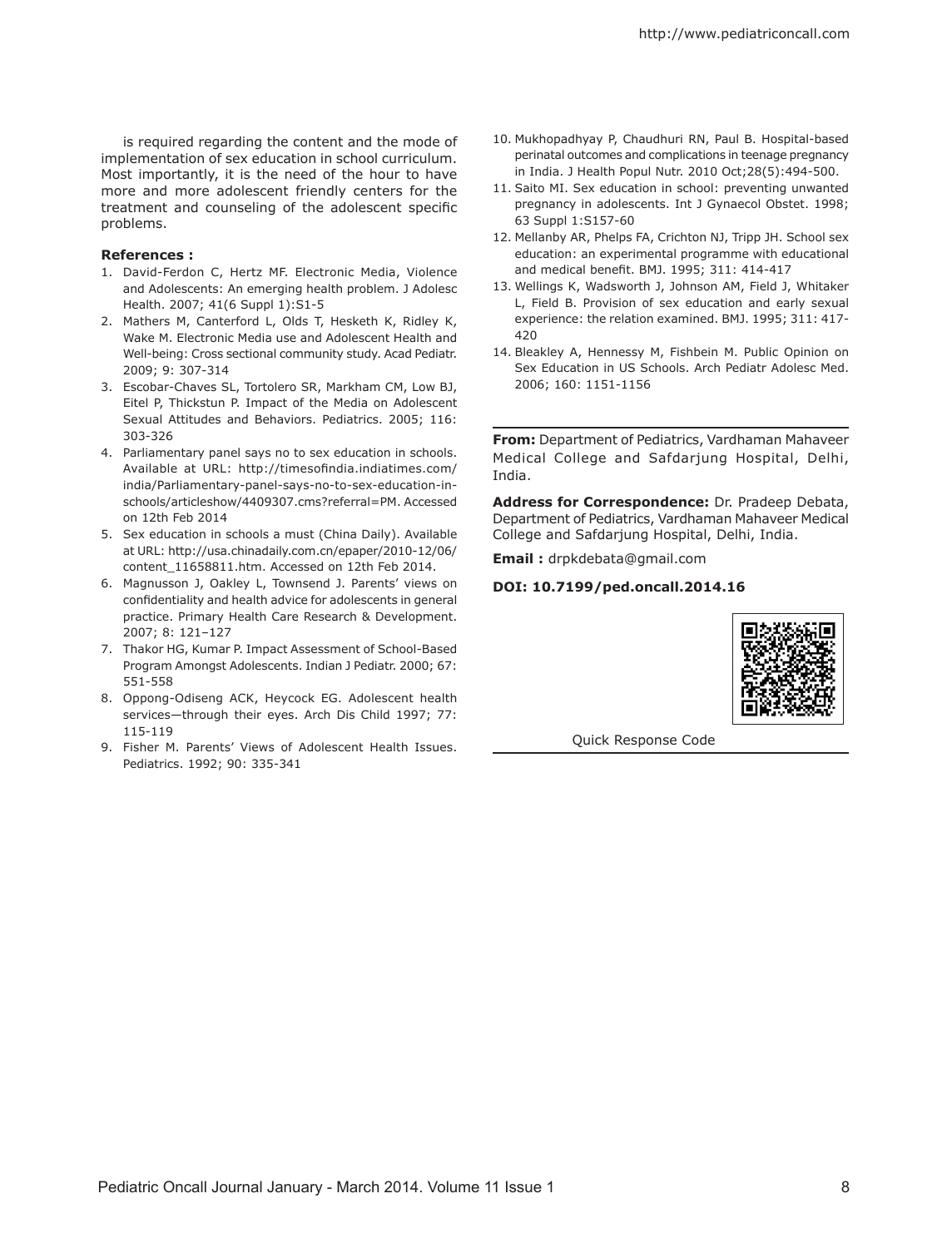is required regarding the content and the mode of implementation of sex education in school curriculum. Most importantly, it is the need of the hour to have more and more adolescent friendly centers for the treatment and counseling of the adolescent specific problems.

**References :**

1. David-Ferdon C, Hertz MF. Electronic Media, Violence and Adolescents: An emerging health problem. J Adolesc Health. 2007; 41(6 Suppl 1):S1-5
2. Mathers M, Canterford L, Olds T, Hesketh K, Ridley K, Wake M. Electronic Media use and Adolescent Health and Well-being: Cross sectional community study. Acad Pediatr. 2009; 9: 307-314
3. Escobar-Chaves SL, Tortolero SR, Markham CM, Low BJ, Eitel P, Thickstun P. Impact of the Media on Adolescent Sexual Attitudes and Behaviors. Pediatrics. 2005; 116: 303-326
4. Parliamentary panel says no to sex education in schools. Available at URL: http://timesofindia.indiatimes.com/india/Parliamentary-panel-says-no-to-sex-education-in-schools/articleshow/4409307.cms?referral=PM. Accessed on 12th Feb 2014
5. Sex education in schools a must (China Daily). Available at URL: http://usa.chinadaily.com.cn/epaper/2010-12/06/content_11658811.htm. Accessed on 12th Feb 2014.
6. Magnusson J, Oakley L, Townsend J. Parents' views on confidentiality and health advice for adolescents in general practice. Primary Health Care Research & Development. 2007; 8: 121–127
7. Thakor HG, Kumar P. Impact Assessment of School-Based Program Amongst Adolescents. Indian J Pediatr. 2000; 67: 551-558
8. Oppong-Odiseng ACK, Heycock EG. Adolescent health services—through their eyes. Arch Dis Child 1997; 77: 115-119
9. Fisher M. Parents' Views of Adolescent Health Issues. Pediatrics. 1992; 90: 335-341
10. Mukhopadhyay P, Chaudhuri RN, Paul B. Hospital-based perinatal outcomes and complications in teenage pregnancy in India. J Health Popul Nutr. 2010 Oct;28(5):494-500.
11. Saito MI. Sex education in school: preventing unwanted pregnancy in adolescents. Int J Gynaecol Obstet. 1998; 63 Suppl 1:S157-60
12. Mellanby AR, Phelps FA, Crichton NJ, Tripp JH. School sex education: an experimental programme with educational and medical benefit. BMJ. 1995; 311: 414-417
13. Wellings K, Wadsworth J, Johnson AM, Field J, Whitaker L, Field B. Provision of sex education and early sexual experience: the relation examined. BMJ. 1995; 311: 417-420
14. Bleakley A, Hennessy M, Fishbein M. Public Opinion on Sex Education in US Schools. Arch Pediatr Adolesc Med. 2006; 160: 1151-1156

**From:** Department of Pediatrics, Vardhaman Mahaveer Medical College and Safdarjung Hospital, Delhi, India.

**Address for Correspondence:** Dr. Pradeep Debata, Department of Pediatrics, Vardhaman Mahaveer Medical College and Safdarjung Hospital, Delhi, India.

**Email :** drpkdebata@gmail.com

**DOI: 10.7199/ped.oncall.2014.16**

Quick Response Code